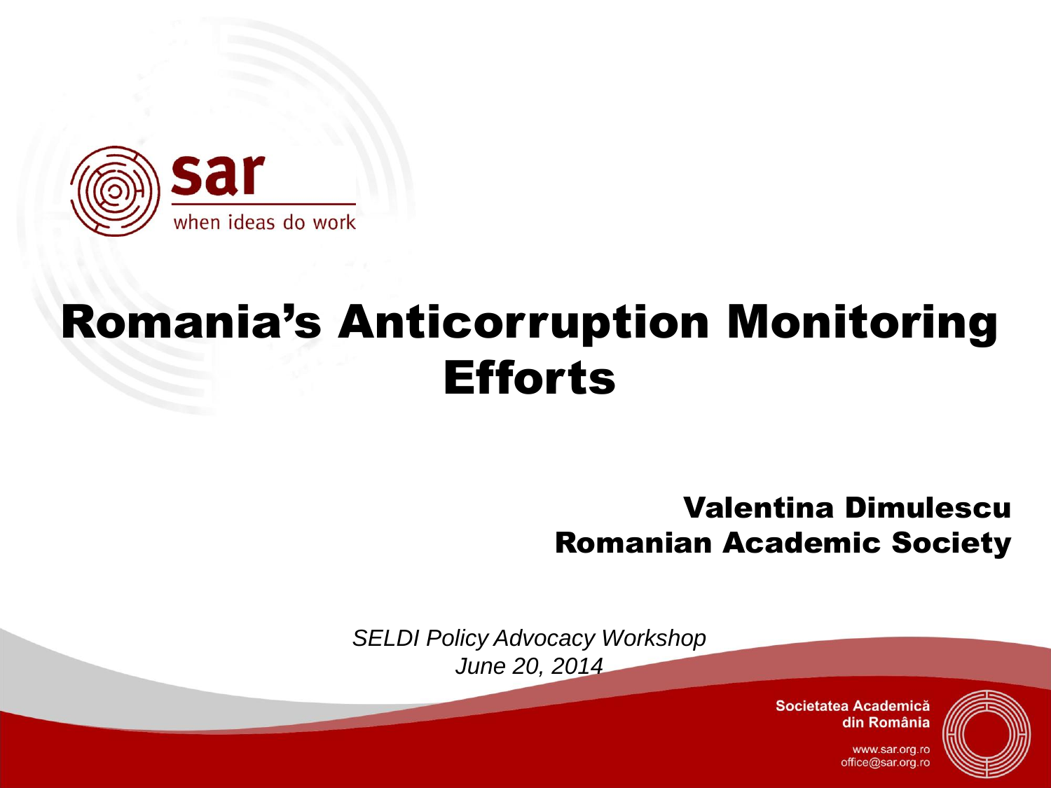sar

when ideas do work

# Romania's Anticorruption Monitoring Efforts

**Valentina Dimulescu**
**Romanian Academic Society**

*SELDI Policy Advocacy Workshop*
*June 20, 2014*

Societatea Academică din România

www.sar.org.ro
office@sar.org.ro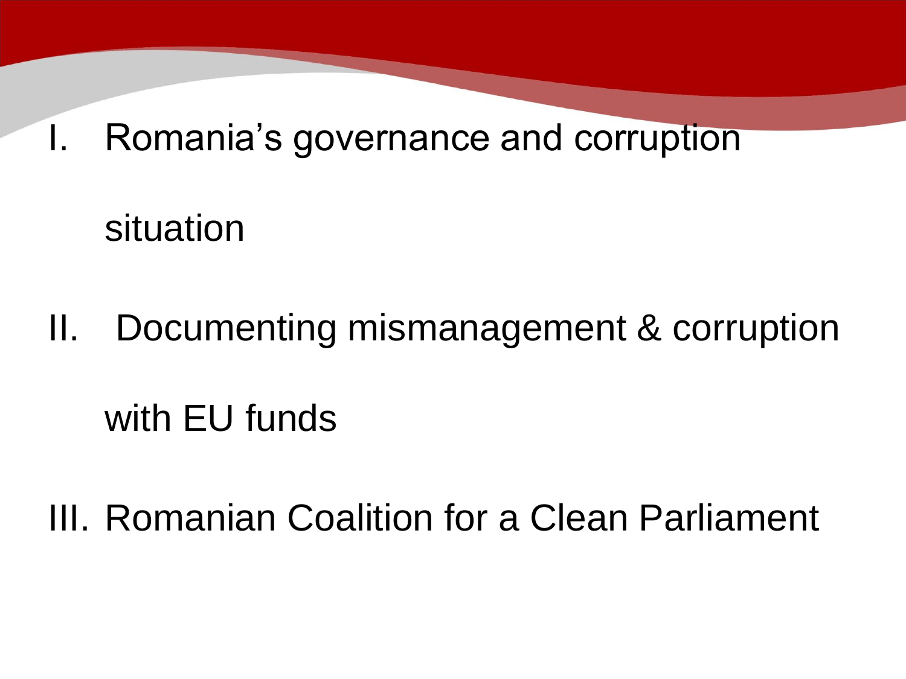I. Romania's governance and corruption situation

II. Documenting mismanagement & corruption with EU funds

III. Romanian Coalition for a Clean Parliament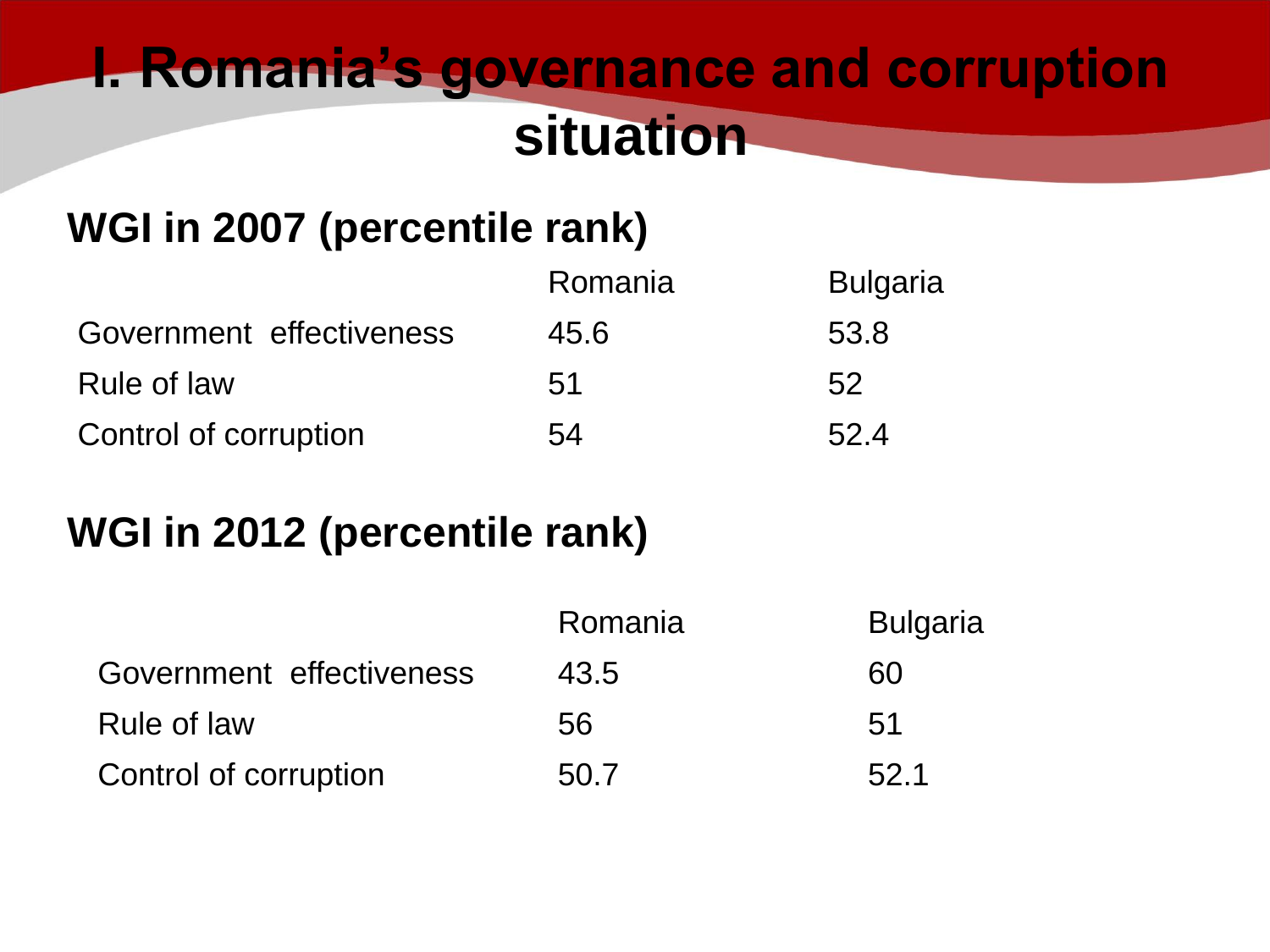# I. Romania's governance and corruption situation

## WGI in 2007 (percentile rank)

| | Romania | Bulgaria |
|---|---|---|
| Government effectiveness | 45.6 | 53.8 |
| Rule of law | 51 | 52 |
| Control of corruption | 54 | 52.4 |

## WGI in 2012 (percentile rank)

| | Romania | Bulgaria |
|---|---|---|
| Government effectiveness | 43.5 | 60 |
| Rule of law | 56 | 51 |
| Control of corruption | 50.7 | 52.1 |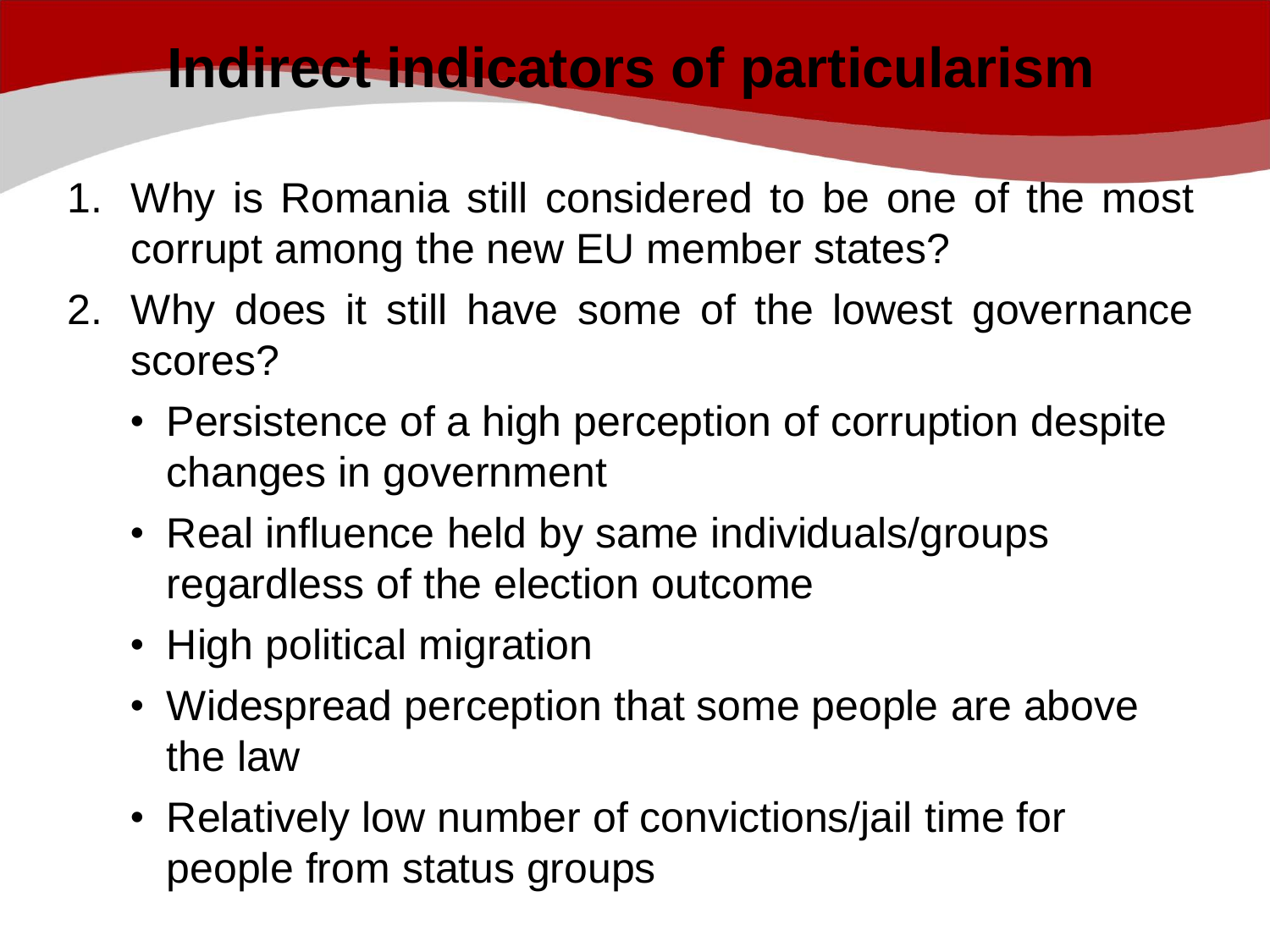# Indirect indicators of particularism

1. Why is Romania still considered to be one of the most corrupt among the new EU member states?
2. Why does it still have some of the lowest governance scores?
   - Persistence of a high perception of corruption despite changes in government
   - Real influence held by same individuals/groups regardless of the election outcome
   - High political migration
   - Widespread perception that some people are above the law
   - Relatively low number of convictions/jail time for people from status groups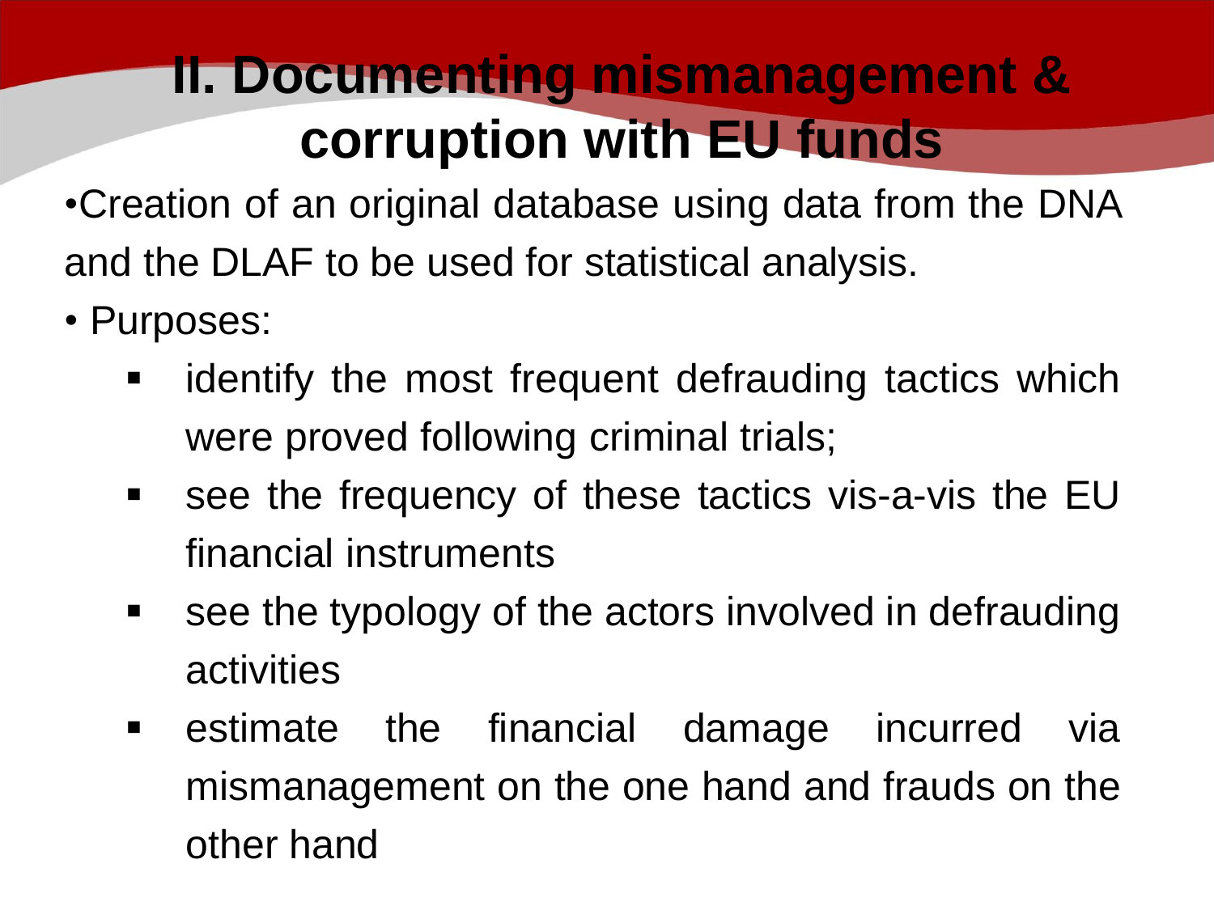# II. Documenting mismanagement & corruption with EU funds

- Creation of an original database using data from the DNA and the DLAF to be used for statistical analysis.
- Purposes:
  - identify the most frequent defrauding tactics which were proved following criminal trials;
  - see the frequency of these tactics vis-a-vis the EU financial instruments
  - see the typology of the actors involved in defrauding activities
  - estimate the financial damage incurred via mismanagement on the one hand and frauds on the other hand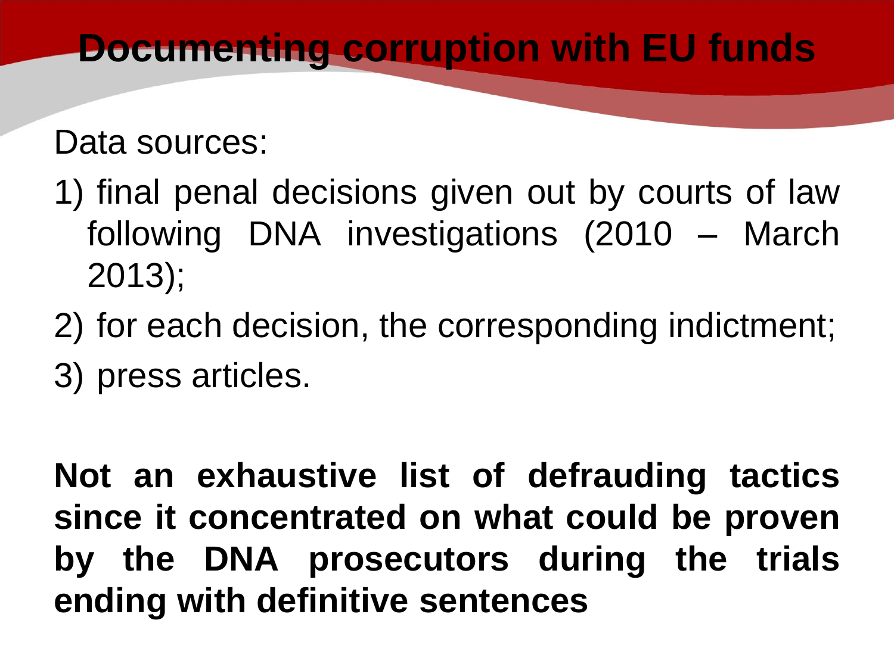# Documenting corruption with EU funds

Data sources:

1) final penal decisions given out by courts of law following DNA investigations (2010 – March 2013);
2) for each decision, the corresponding indictment;
3) press articles.

**Not an exhaustive list of defrauding tactics since it concentrated on what could be proven by the DNA prosecutors during the trials ending with definitive sentences**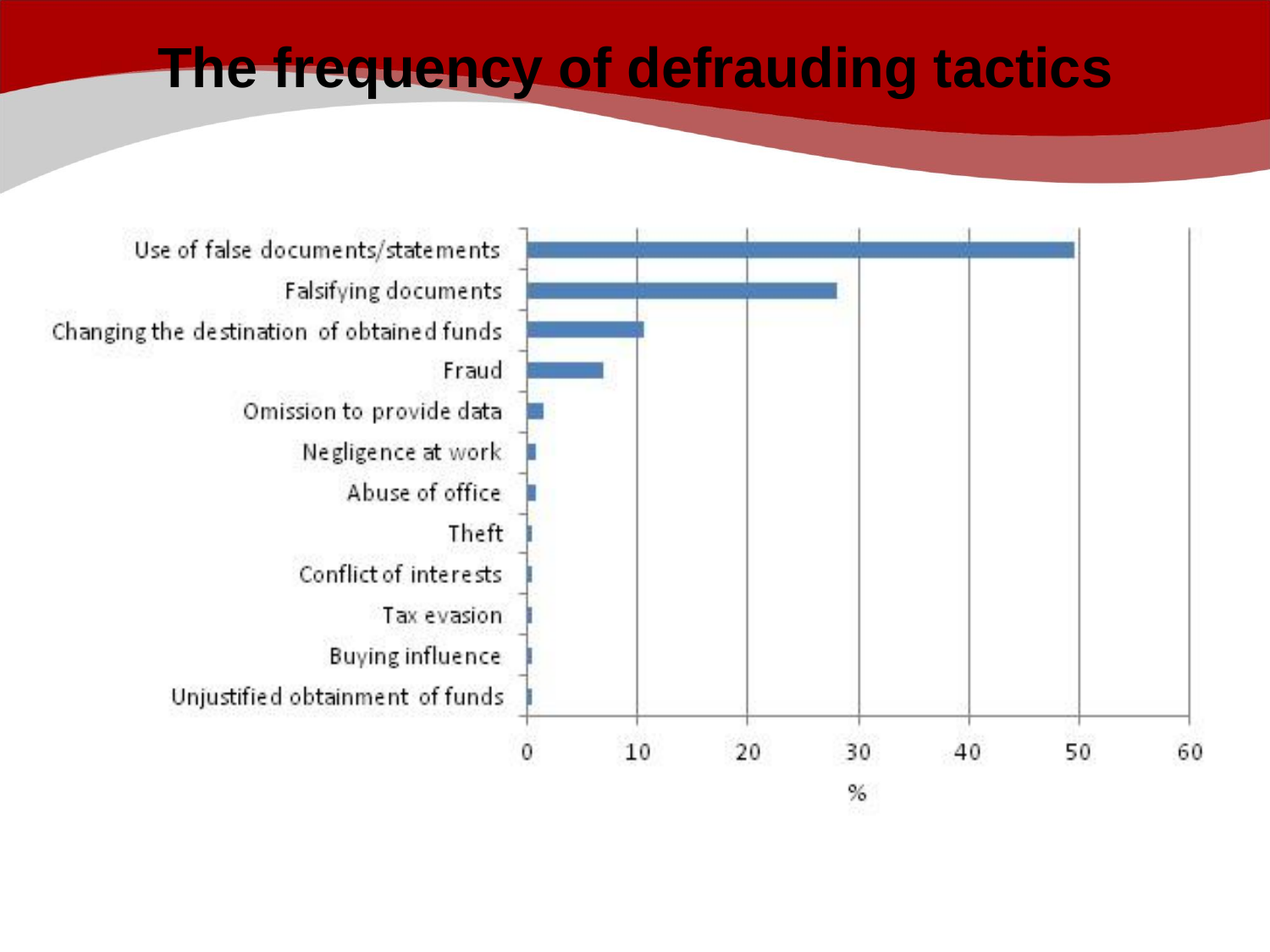# The frequency of defrauding tactics

| Tactic | % |
| --- | --- |
| Use of false documents/statements | ~49.5 |
| Falsifying documents | ~28 |
| Changing the destination of obtained funds | ~10.5 |
| Fraud | ~7 |
| Omission to provide data | ~1.5 |
| Negligence at work | ~0.8 |
| Abuse of office | ~0.8 |
| Theft | ~0.4 |
| Conflict of interests | ~0.4 |
| Tax evasion | ~0.4 |
| Buying influence | ~0.4 |
| Unjustified obtainment of funds | ~0.4 |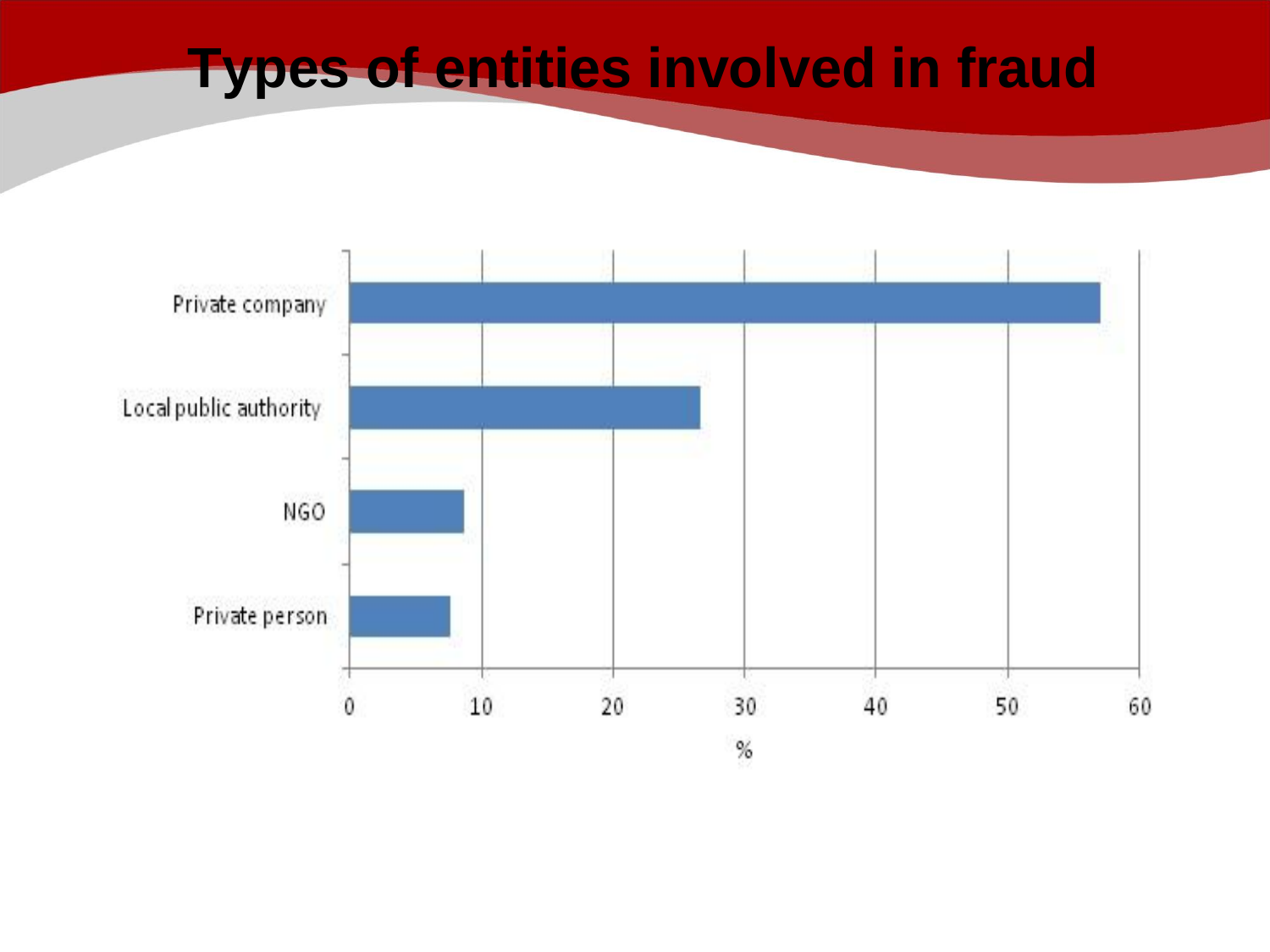# Types of entities involved in fraud

| Entity | % |
|---|---|
| Private company | 57 |
| Local public authority | 26.7 |
| NGO | 8.7 |
| Private person | 7.7 |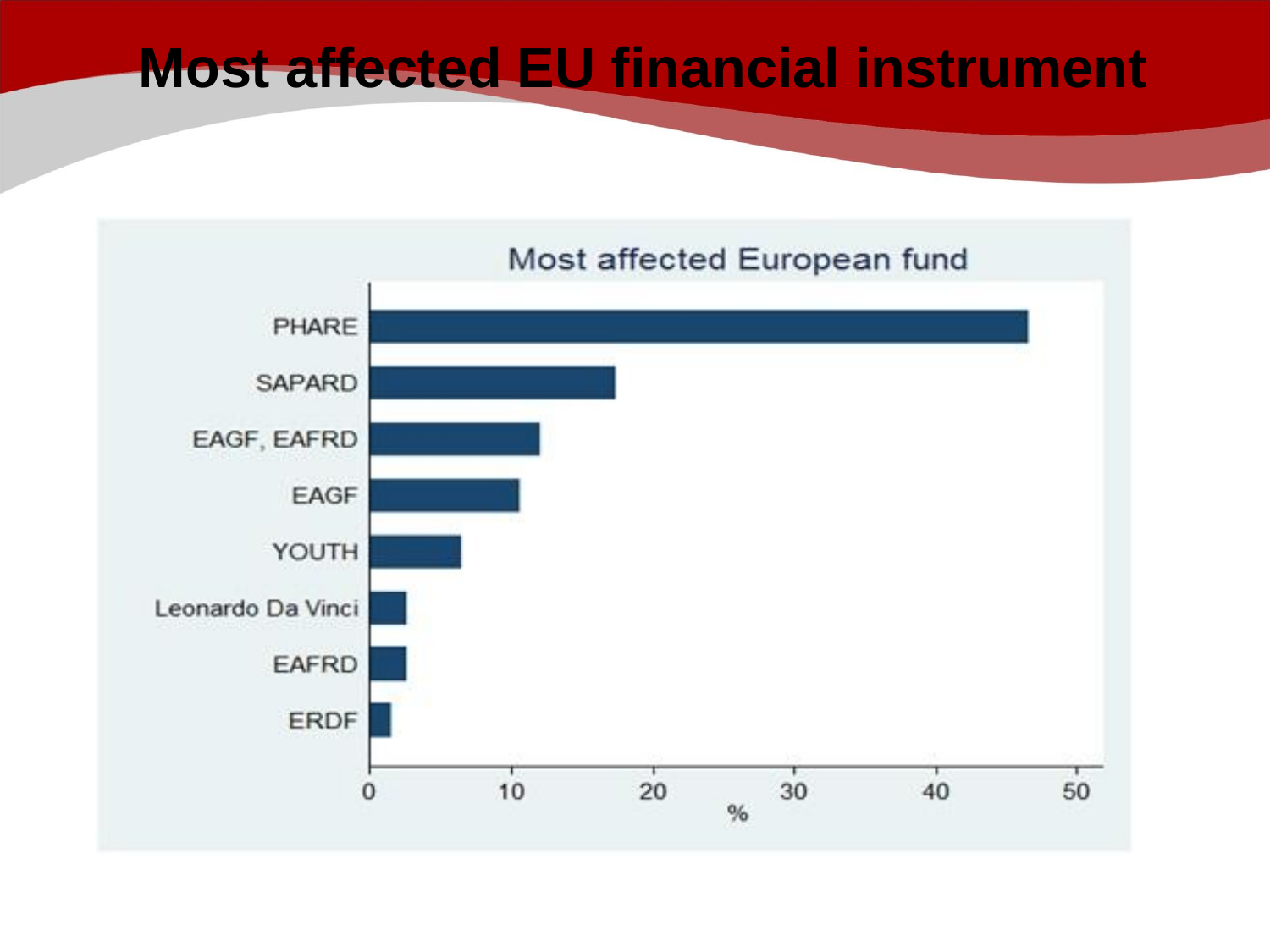# Most affected EU financial instrument

Most affected European fund

| Fund | % |
|---|---|
| PHARE | ~46.5 |
| SAPARD | ~17.5 |
| EAGF, EAFRD | ~12 |
| EAGF | ~10.5 |
| YOUTH | ~6.5 |
| Leonardo Da Vinci | ~2.5 |
| EAFRD | ~2.5 |
| ERDF | ~1.5 |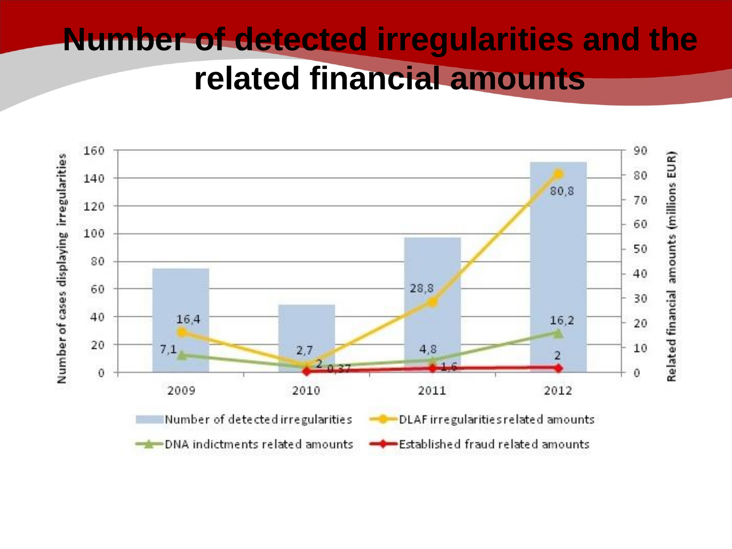# Number of detected irregularities and the related financial amounts

| Year | Number of detected irregularities | DLAF irregularities related amounts (millions EUR) | DNA indictments related amounts (millions EUR) | Established fraud related amounts (millions EUR) |
|---|---|---|---|---|
| 2009 | 75 | 16,4 | 7,1 | |
| 2010 | 48 | 2,7 | 2 | 0,37 |
| 2011 | 97 | 28,8 | 4,8 | 1,6 |
| 2012 | 151 | 80,8 | 16,2 | 2 |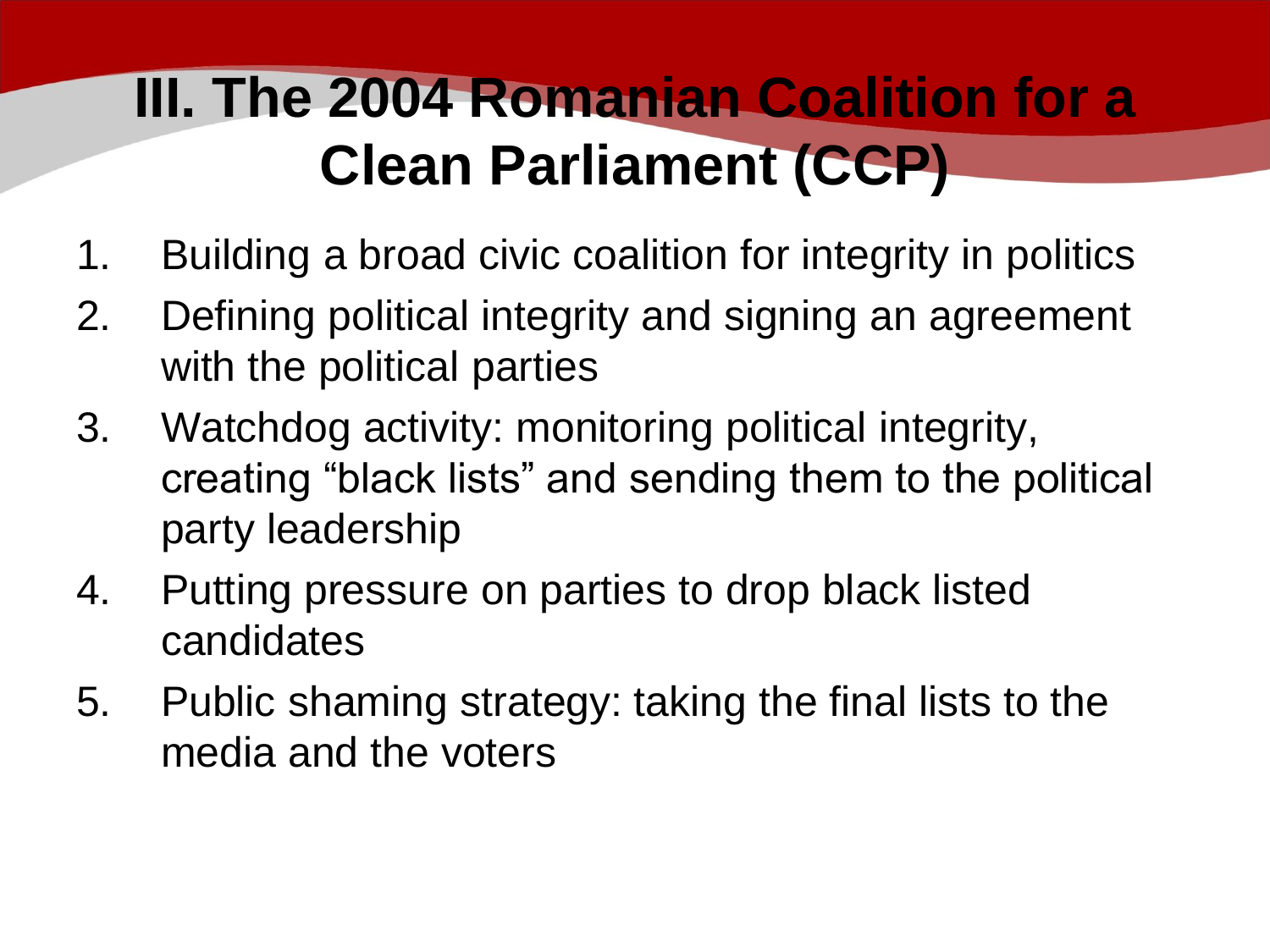# III. The 2004 Romanian Coalition for a Clean Parliament (CCP)

1. Building a broad civic coalition for integrity in politics
2. Defining political integrity and signing an agreement with the political parties
3. Watchdog activity: monitoring political integrity, creating “black lists” and sending them to the political party leadership
4. Putting pressure on parties to drop black listed candidates
5. Public shaming strategy: taking the final lists to the media and the voters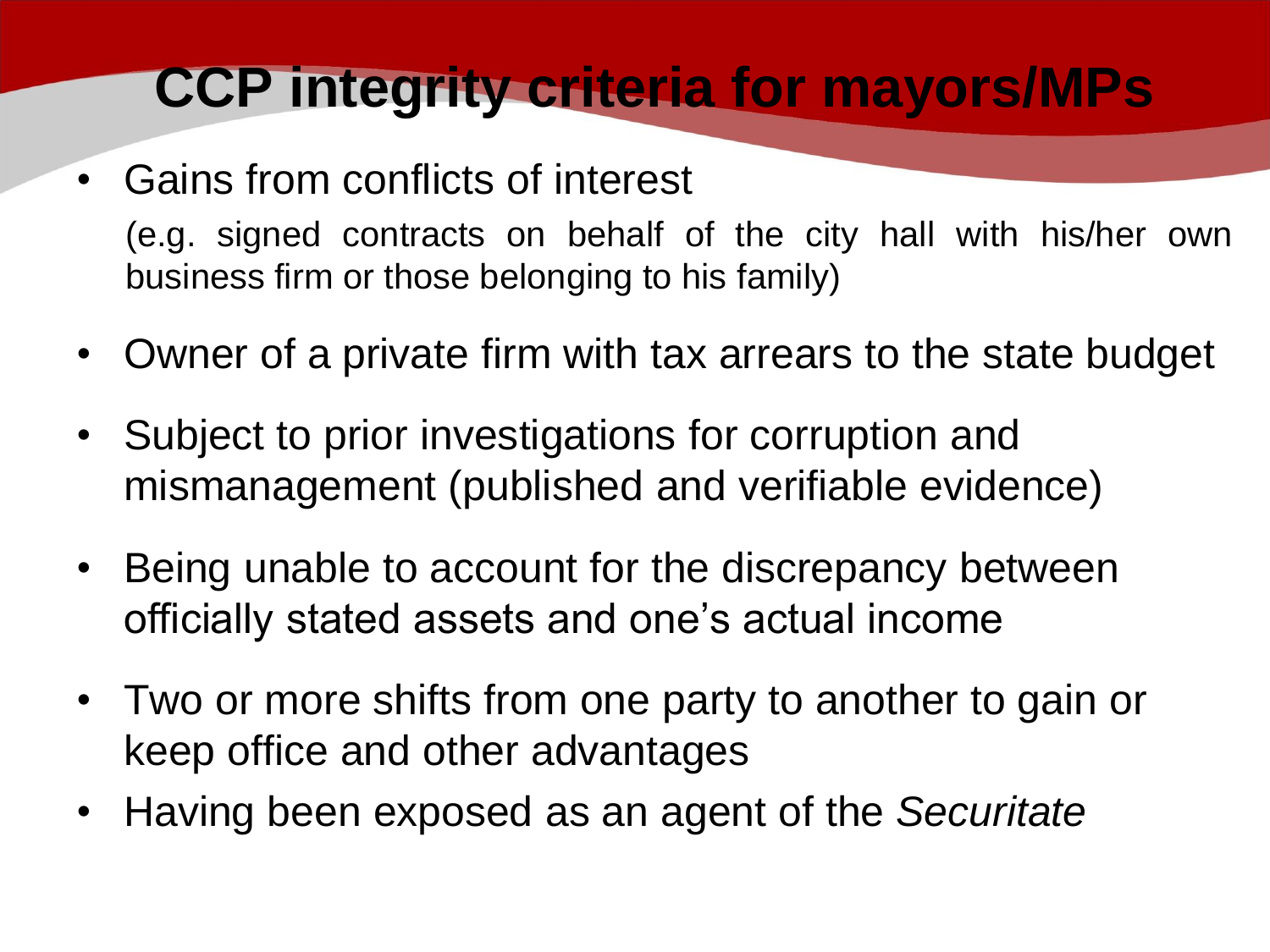# CCP integrity criteria for mayors/MPs

- Gains from conflicts of interest

  (e.g. signed contracts on behalf of the city hall with his/her own business firm or those belonging to his family)

- Owner of a private firm with tax arrears to the state budget
- Subject to prior investigations for corruption and mismanagement (published and verifiable evidence)
- Being unable to account for the discrepancy between officially stated assets and one's actual income
- Two or more shifts from one party to another to gain or keep office and other advantages
- Having been exposed as an agent of the *Securitate*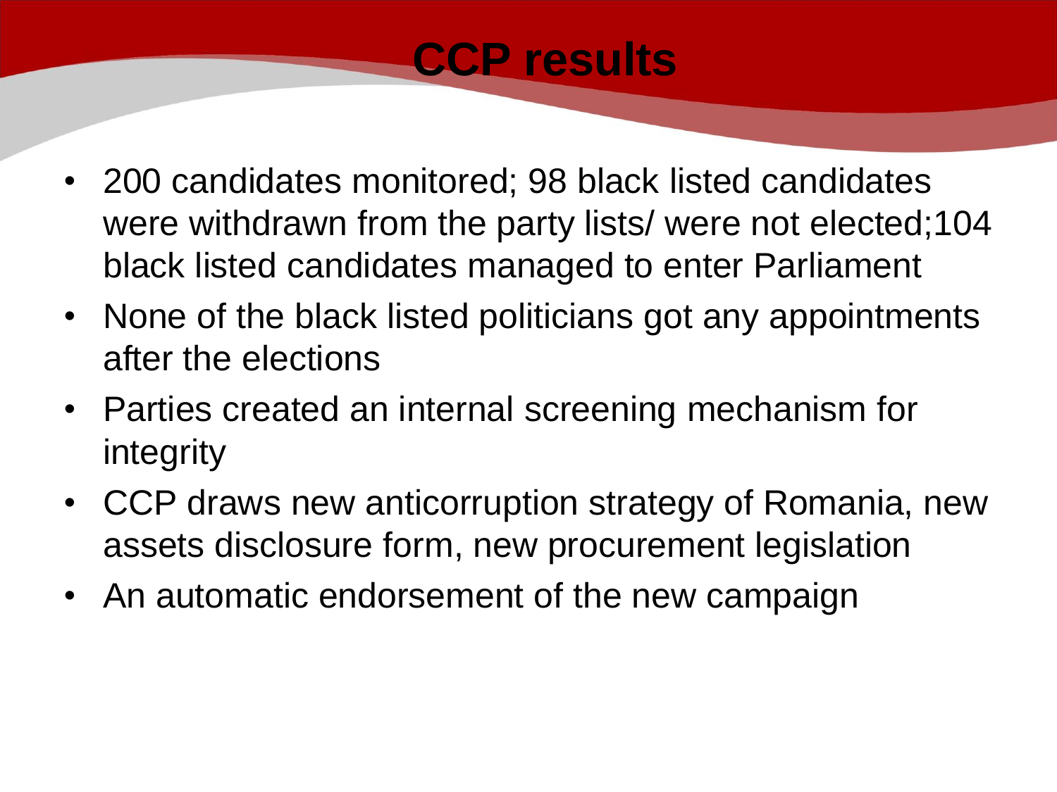# CCP results

- 200 candidates monitored; 98 black listed candidates were withdrawn from the party lists/ were not elected;104 black listed candidates managed to enter Parliament
- None of the black listed politicians got any appointments after the elections
- Parties created an internal screening mechanism for integrity
- CCP draws new anticorruption strategy of Romania, new assets disclosure form, new procurement legislation
- An automatic endorsement of the new campaign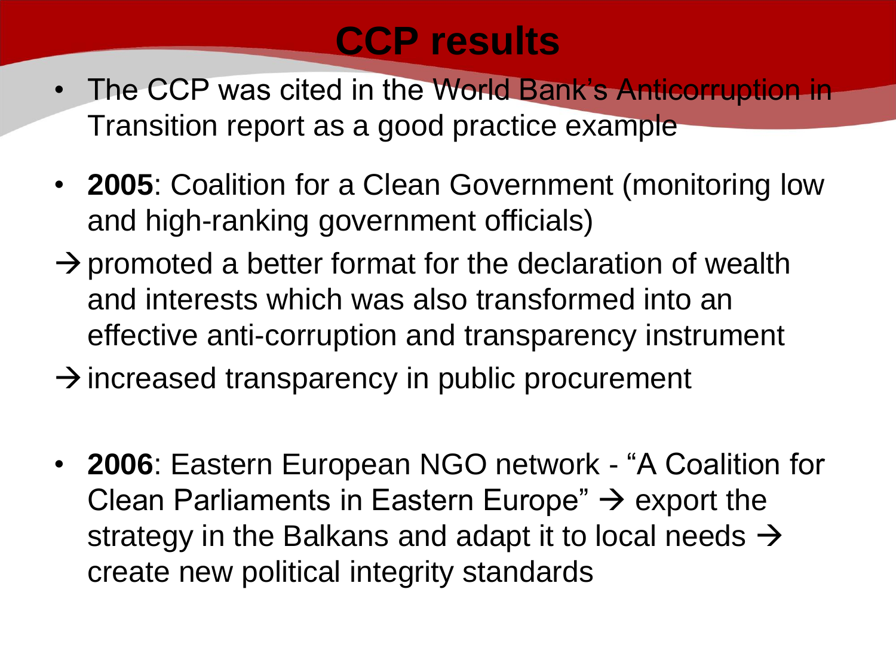# CCP results

- The CCP was cited in the World Bank's Anticorruption in Transition report as a good practice example
- **2005**: Coalition for a Clean Government (monitoring low and high-ranking government officials)

→ promoted a better format for the declaration of wealth and interests which was also transformed into an effective anti-corruption and transparency instrument

→ increased transparency in public procurement

- **2006**: Eastern European NGO network - "A Coalition for Clean Parliaments in Eastern Europe" → export the strategy in the Balkans and adapt it to local needs → create new political integrity standards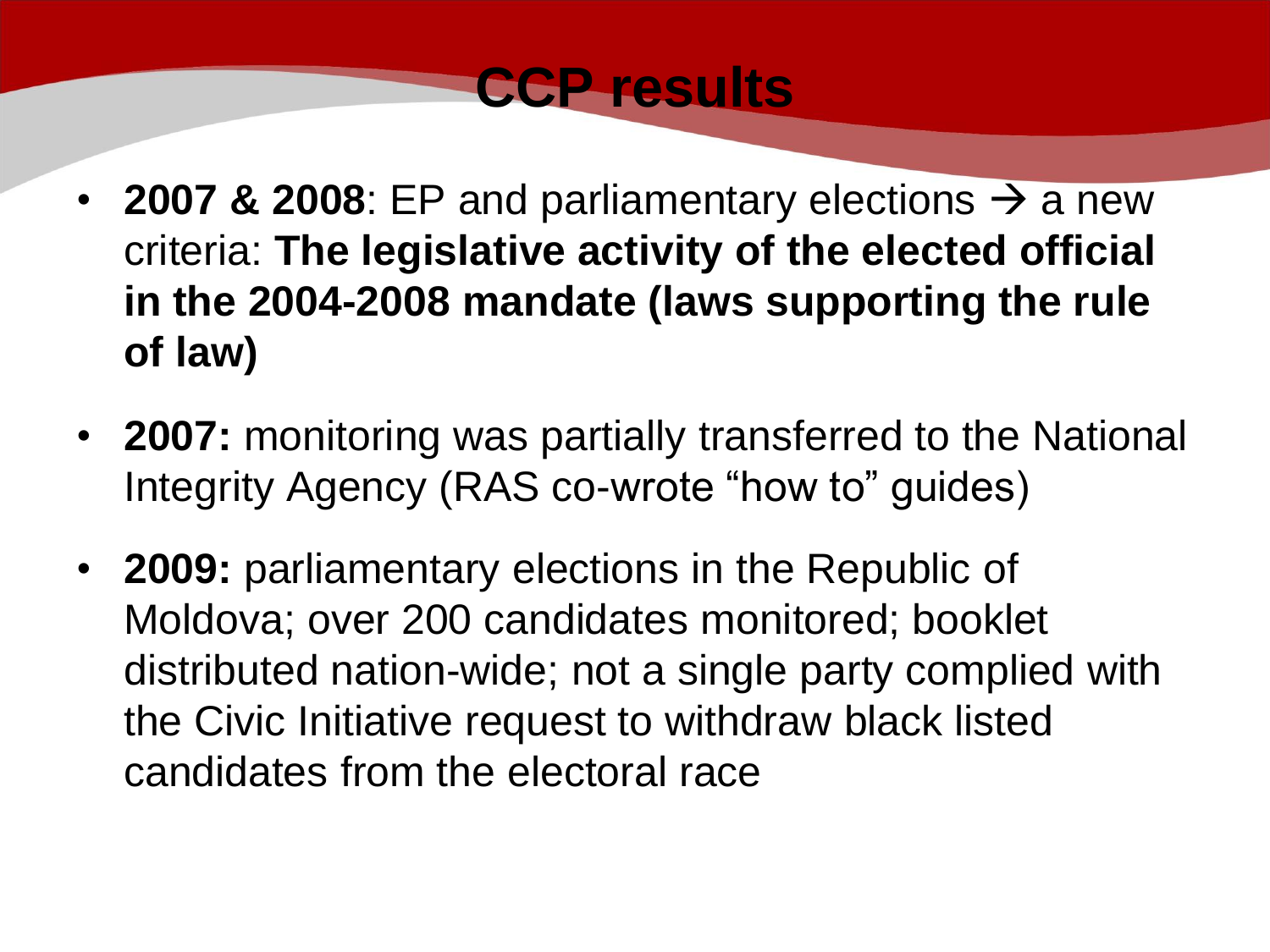# CCP results

- **2007 & 2008**: EP and parliamentary elections → a new criteria: **The legislative activity of the elected official in the 2004-2008 mandate (laws supporting the rule of law)**
- **2007:** monitoring was partially transferred to the National Integrity Agency (RAS co-wrote "how to" guides)
- **2009:** parliamentary elections in the Republic of Moldova; over 200 candidates monitored; booklet distributed nation-wide; not a single party complied with the Civic Initiative request to withdraw black listed candidates from the electoral race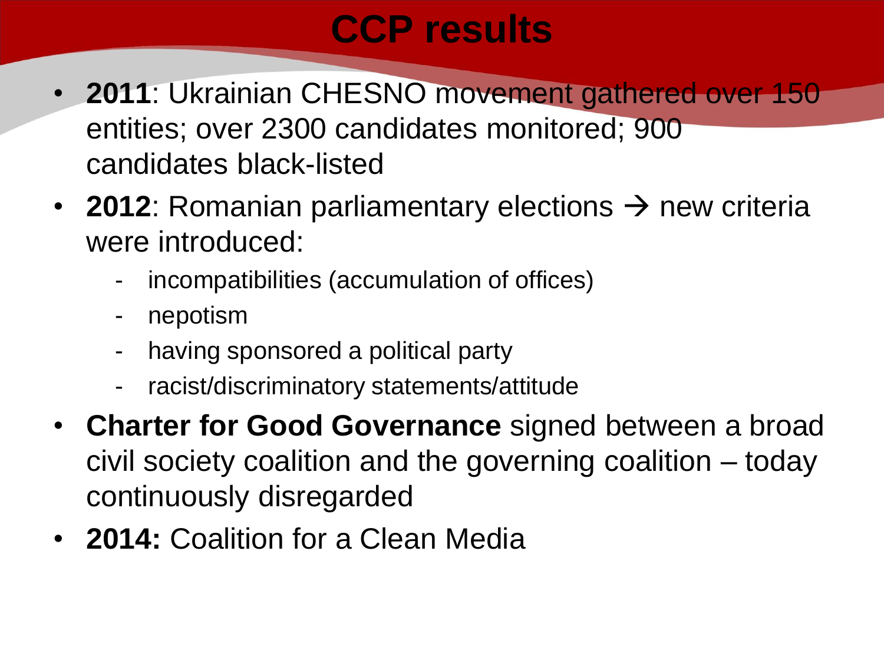# CCP results

- **2011**: Ukrainian CHESNO movement gathered over 150 entities; over 2300 candidates monitored; 900 candidates black-listed
- **2012**: Romanian parliamentary elections → new criteria were introduced:
  - incompatibilities (accumulation of offices)
  - nepotism
  - having sponsored a political party
  - racist/discriminatory statements/attitude
- **Charter for Good Governance** signed between a broad civil society coalition and the governing coalition – today continuously disregarded
- **2014:** Coalition for a Clean Media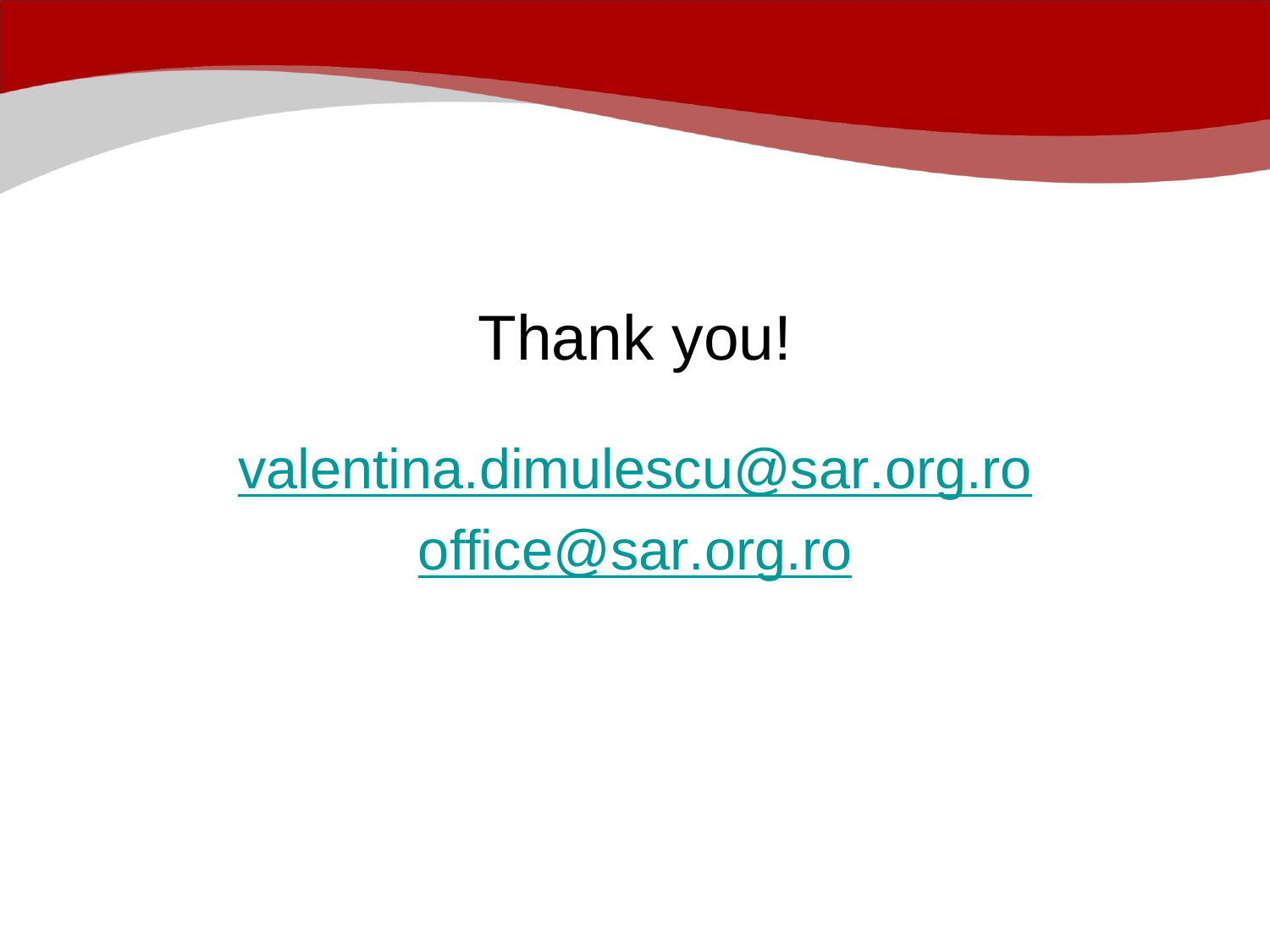Thank you!

valentina.dimulescu@sar.org.ro

office@sar.org.ro